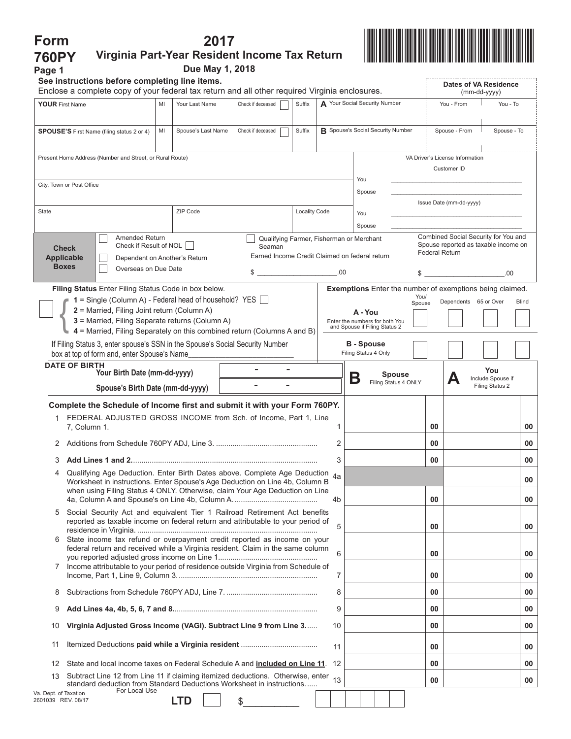# Form 760PY

## 2017 Virginia Part-Year Resident Income Tax Return

**Due May 1, 2018**

Page 1

**See instructions before completing line items.**
Enclose a complete copy of your federal tax return and all other required Virginia enclosures.

| **YOUR** First Name | MI | Your Last Name | Check if deceased ☐ | Suffix | **A** Your Social Security Number | **Dates of VA Residence** (mm-dd-yyyy) You - From | You - To |
|---|---|---|---|---|---|---|---|
| | | | | | | | |
| **SPOUSE'S** First Name (filing status 2 or 4) | MI | Spouse's Last Name | Check if deceased ☐ | Suffix | **B** Spouse's Social Security Number | Spouse - From | Spouse - To |
| | | | | | | | |

Present Home Address (Number and Street, or Rural Route)

City, Town or Post Office

State | ZIP Code | Locality Code

VA Driver's License Information
Customer ID
You ____________________
Spouse ____________________
Issue Date (mm-dd-yyyy)
You ____________________
Spouse ____________________

**Check Applicable Boxes**

- ☐ Amended Return Check if Result of NOL ☐
- ☐ Dependent on Another's Return
- ☐ Overseas on Due Date
- ☐ Qualifying Farmer, Fisherman or Merchant Seaman

Earned Income Credit Claimed on federal return $ ____________.00

Combined Social Security for You and Spouse reported as taxable income on Federal Return $ ____________.00

**Filing Status** Enter Filing Status Code in box below.

- **1** = Single (Column A) - Federal head of household? YES ☐
- **2** = Married, Filing Joint return (Column A)
- **3** = Married, Filing Separate returns (Column A)
- **4** = Married, Filing Separately on this combined return (Columns A and B)

If Filing Status 3, enter spouse's SSN in the Spouse's Social Security Number box at top of form and, enter Spouse's Name____________________

**Exemptions** Enter the number of exemptions being claimed.

| | You/ Spouse | Dependents | 65 or Over | Blind |
|---|---|---|---|---|
| **A - You** Enter the numbers for both You and Spouse if Filing Status 2 | | | | |
| **B - Spouse** Filing Status 4 Only | | | | |

**DATE OF BIRTH**
**Your Birth Date (mm-dd-yyyy)** ____ - ____ - ____
**Spouse's Birth Date (mm-dd-yyyy)** ____ - ____ - ____

**Complete the Schedule of Income first and submit it with your Form 760PY.**

| | | Line | **B** Spouse Filing Status 4 ONLY | **A** You Include Spouse if Filing Status 2 |
|---|---|---|---|---|
| 1 | FEDERAL ADJUSTED GROSS INCOME from Sch. of Income, Part 1, Line 7, Column 1. | 1 | 00 | 00 |
| 2 | Additions from Schedule 760PY ADJ, Line 3. | 2 | 00 | 00 |
| 3 | **Add Lines 1 and 2.** | 3 | 00 | 00 |
| 4 | Qualifying Age Deduction. Enter Birth Dates above. Complete Age Deduction Worksheet in instructions. Enter Spouse's Age Deduction on Line 4b, Column B when using Filing Status 4 ONLY. Otherwise, claim Your Age Deduction on Line 4a, Column A and Spouse's on Line 4b, Column A. | 4a | | 00 |
| | | 4b | 00 | 00 |
| 5 | Social Security Act and equivalent Tier 1 Railroad Retirement Act benefits reported as taxable income on federal return and attributable to your period of residence in Virginia. | 5 | 00 | 00 |
| 6 | State income tax refund or overpayment credit reported as income on your federal return and received while a Virginia resident. Claim in the same column you reported adjusted gross income on Line 1 | 6 | 00 | 00 |
| 7 | Income attributable to your period of residence outside Virginia from Schedule of Income, Part 1, Line 9, Column 3. | 7 | 00 | 00 |
| 8 | Subtractions from Schedule 760PY ADJ, Line 7. | 8 | 00 | 00 |
| 9 | **Add Lines 4a, 4b, 5, 6, 7 and 8.** | 9 | 00 | 00 |
| 10 | **Virginia Adjusted Gross Income (VAGI). Subtract Line 9 from Line 3.** | 10 | 00 | 00 |
| 11 | Itemized Deductions **paid while a Virginia resident** | 11 | 00 | 00 |
| 12 | State and local income taxes on Federal Schedule A and **included on Line 11**. | 12 | 00 | 00 |
| 13 | Subtract Line 12 from Line 11 if claiming itemized deductions. Otherwise, enter standard deduction from Standard Deductions Worksheet in instructions. | 13 | 00 | 00 |

Va. Dept. of Taxation
2601039 REV. 08/17

For Local Use **LTD** ☐ $__________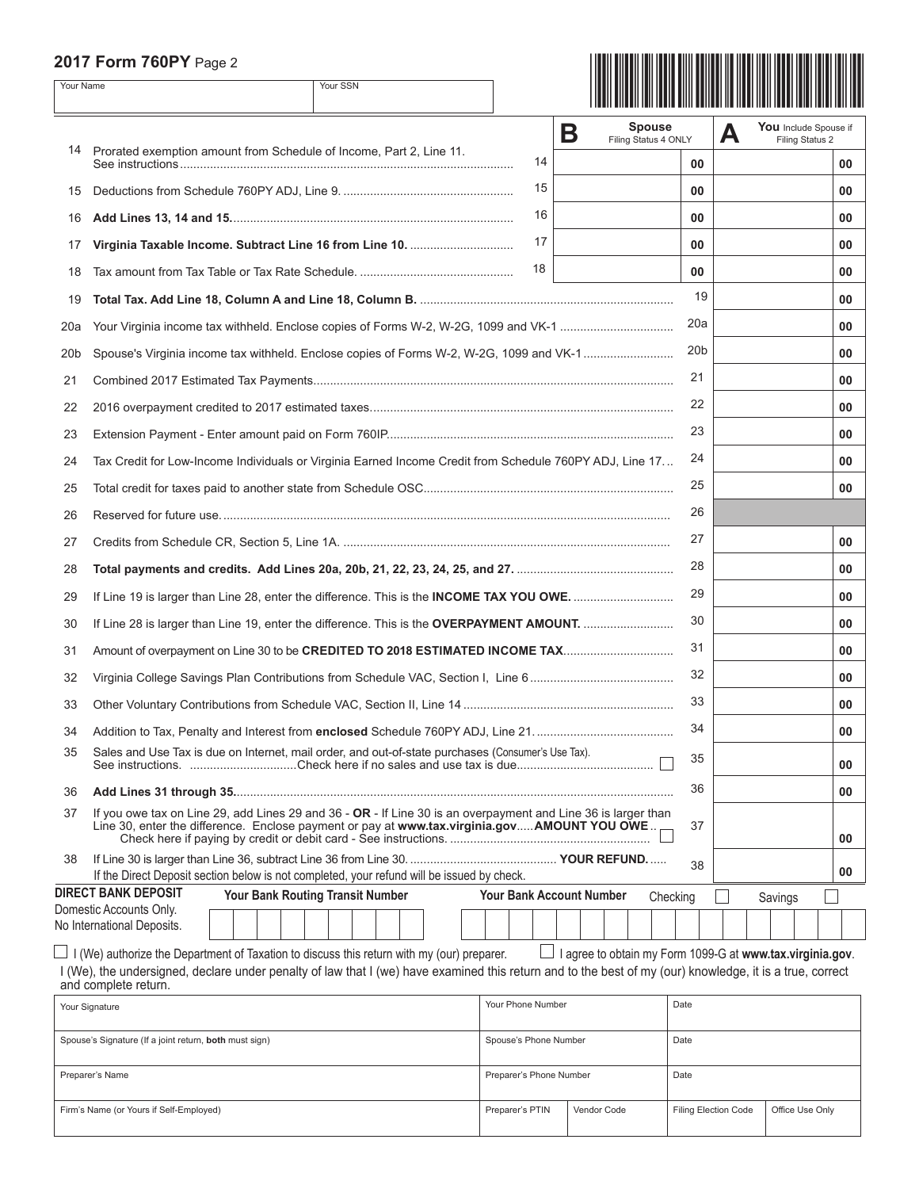## 2017 Form 760PY Page 2

| Your Name | Your SSN |
|---|---|
| | |

| | | | **B** Spouse Filing Status 4 ONLY | | **A** You Include Spouse if Filing Status 2 | |
|---|---|---|---|---|---|---|
| 14 | Prorated exemption amount from Schedule of Income, Part 2, Line 11. See instructions | 14 | | 00 | | 00 |
| 15 | Deductions from Schedule 760PY ADJ, Line 9. | 15 | | 00 | | 00 |
| 16 | **Add Lines 13, 14 and 15.** | 16 | | 00 | | 00 |
| 17 | **Virginia Taxable Income. Subtract Line 16 from Line 10.** | 17 | | 00 | | 00 |
| 18 | Tax amount from Tax Table or Tax Rate Schedule. | 18 | | 00 | | 00 |

| | | | | |
|---|---|---|---|---|
| 19 | **Total Tax. Add Line 18, Column A and Line 18, Column B.** | 19 | | 00 |
| 20a | Your Virginia income tax withheld. Enclose copies of Forms W-2, W-2G, 1099 and VK-1 | 20a | | 00 |
| 20b | Spouse's Virginia income tax withheld. Enclose copies of Forms W-2, W-2G, 1099 and VK-1 | 20b | | 00 |
| 21 | Combined 2017 Estimated Tax Payments | 21 | | 00 |
| 22 | 2016 overpayment credited to 2017 estimated taxes | 22 | | 00 |
| 23 | Extension Payment - Enter amount paid on Form 760IP. | 23 | | 00 |
| 24 | Tax Credit for Low-Income Individuals or Virginia Earned Income Credit from Schedule 760PY ADJ, Line 17. | 24 | | 00 |
| 25 | Total credit for taxes paid to another state from Schedule OSC | 25 | | 00 |
| 26 | Reserved for future use. | 26 | | |
| 27 | Credits from Schedule CR, Section 5, Line 1A. | 27 | | 00 |
| 28 | **Total payments and credits. Add Lines 20a, 20b, 21, 22, 23, 24, 25, and 27.** | 28 | | 00 |
| 29 | If Line 19 is larger than Line 28, enter the difference. This is the **INCOME TAX YOU OWE.** | 29 | | 00 |
| 30 | If Line 28 is larger than Line 19, enter the difference. This is the **OVERPAYMENT AMOUNT.** | 30 | | 00 |
| 31 | Amount of overpayment on Line 30 to be **CREDITED TO 2018 ESTIMATED INCOME TAX** | 31 | | 00 |
| 32 | Virginia College Savings Plan Contributions from Schedule VAC, Section I, Line 6 | 32 | | 00 |
| 33 | Other Voluntary Contributions from Schedule VAC, Section II, Line 14 | 33 | | 00 |
| 34 | Addition to Tax, Penalty and Interest from **enclosed** Schedule 760PY ADJ, Line 21. | 34 | | 00 |
| 35 | Sales and Use Tax is due on Internet, mail order, and out-of-state purchases (Consumer's Use Tax). See instructions. Check here if no sales and use tax is due ☐ | 35 | | 00 |
| 36 | **Add Lines 31 through 35.** | 36 | | 00 |
| 37 | If you owe tax on Line 29, add Lines 29 and 36 - **OR** - If Line 30 is an overpayment and Line 36 is larger than Line 30, enter the difference. Enclose payment or pay at **www.tax.virginia.gov**..... **AMOUNT YOU OWE** .. Check here if paying by credit or debit card - See instructions. ☐ | 37 | | 00 |
| 38 | If Line 30 is larger than Line 36, subtract Line 36 from Line 30. **YOUR REFUND.** If the Direct Deposit section below is not completed, your refund will be issued by check. | 38 | | 00 |

**DIRECT BANK DEPOSIT**
Domestic Accounts Only. No International Deposits.

**Your Bank Routing Transit Number** | **Your Bank Account Number** | Checking ☐ Savings ☐

☐ I (We) authorize the Department of Taxation to discuss this return with my (our) preparer. ☐ I agree to obtain my Form 1099-G at **www.tax.virginia.gov**.

I (We), the undersigned, declare under penalty of law that I (we) have examined this return and to the best of my (our) knowledge, it is a true, correct and complete return.

| Your Signature | Your Phone Number | | Date | |
|---|---|---|---|---|
| Spouse's Signature (If a joint return, **both** must sign) | Spouse's Phone Number | | Date | |
| Preparer's Name | Preparer's Phone Number | | Date | |
| Firm's Name (or Yours if Self-Employed) | Preparer's PTIN | Vendor Code | Filing Election Code | Office Use Only |